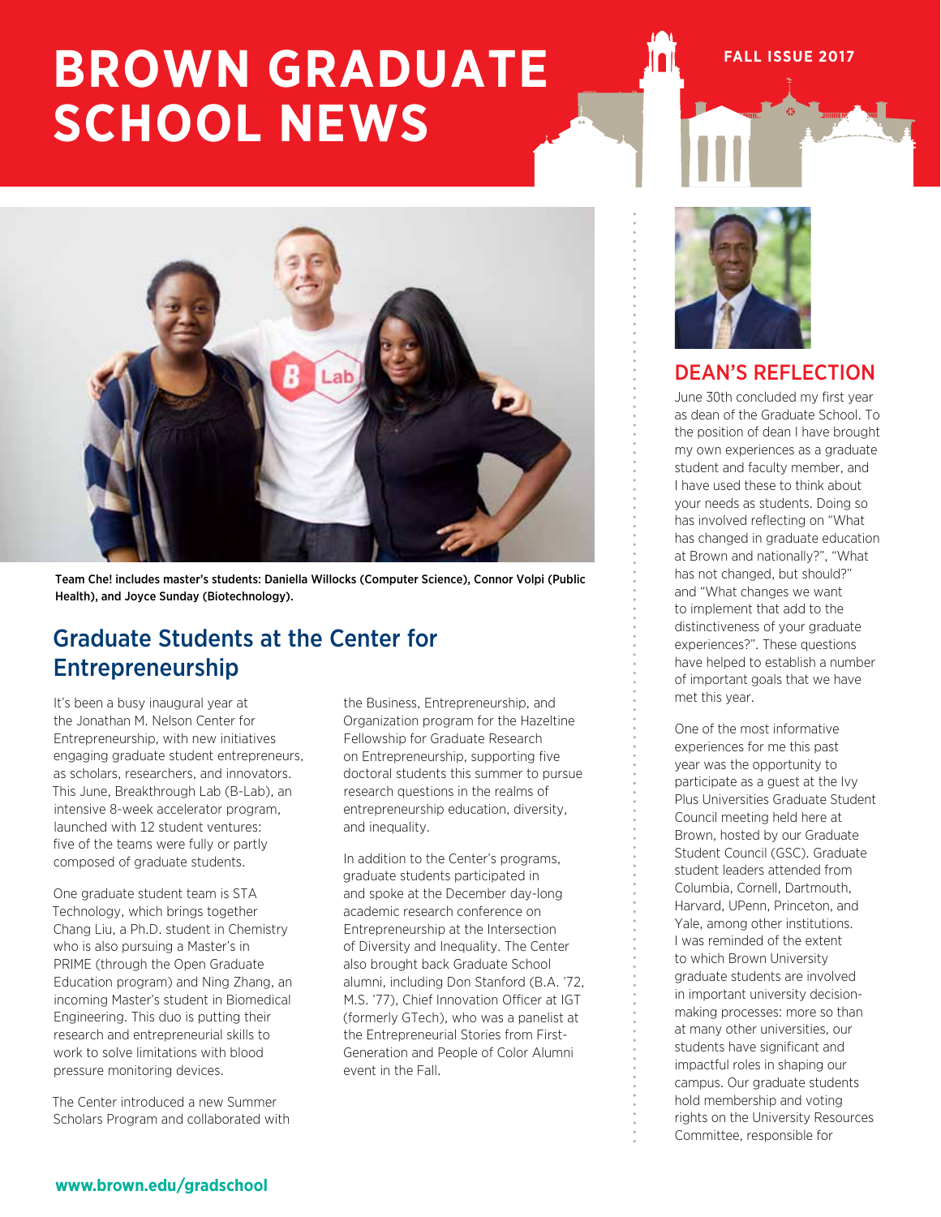# BROWN GRADUATE SCHOOL NEWS

FALL ISSUE 2017

Team Che! includes master's students: Daniella Willocks (Computer Science), Connor Volpi (Public Health), and Joyce Sunday (Biotechnology).

## Graduate Students at the Center for Entrepreneurship

It's been a busy inaugural year at the Jonathan M. Nelson Center for Entrepreneurship, with new initiatives engaging graduate student entrepreneurs, as scholars, researchers, and innovators. This June, Breakthrough Lab (B-Lab), an intensive 8-week accelerator program, launched with 12 student ventures: five of the teams were fully or partly composed of graduate students.

One graduate student team is STA Technology, which brings together Chang Liu, a Ph.D. student in Chemistry who is also pursuing a Master's in PRIME (through the Open Graduate Education program) and Ning Zhang, an incoming Master's student in Biomedical Engineering. This duo is putting their research and entrepreneurial skills to work to solve limitations with blood pressure monitoring devices.

The Center introduced a new Summer Scholars Program and collaborated with the Business, Entrepreneurship, and Organization program for the Hazeltine Fellowship for Graduate Research on Entrepreneurship, supporting five doctoral students this summer to pursue research questions in the realms of entrepreneurship education, diversity, and inequality.

In addition to the Center's programs, graduate students participated in and spoke at the December day-long academic research conference on Entrepreneurship at the Intersection of Diversity and Inequality. The Center also brought back Graduate School alumni, including Don Stanford (B.A. '72, M.S. '77), Chief Innovation Officer at IGT (formerly GTech), who was a panelist at the Entrepreneurial Stories from First-Generation and People of Color Alumni event in the Fall.

## DEAN'S REFLECTION

June 30th concluded my first year as dean of the Graduate School. To the position of dean I have brought my own experiences as a graduate student and faculty member, and I have used these to think about your needs as students. Doing so has involved reflecting on "What has changed in graduate education at Brown and nationally?", "What has not changed, but should?" and "What changes we want to implement that add to the distinctiveness of your graduate experiences?". These questions have helped to establish a number of important goals that we have met this year.

One of the most informative experiences for me this past year was the opportunity to participate as a guest at the Ivy Plus Universities Graduate Student Council meeting held here at Brown, hosted by our Graduate Student Council (GSC). Graduate student leaders attended from Columbia, Cornell, Dartmouth, Harvard, UPenn, Princeton, and Yale, among other institutions. I was reminded of the extent to which Brown University graduate students are involved in important university decision-making processes: more so than at many other universities, our students have significant and impactful roles in shaping our campus. Our graduate students hold membership and voting rights on the University Resources Committee, responsible for

www.brown.edu/gradschool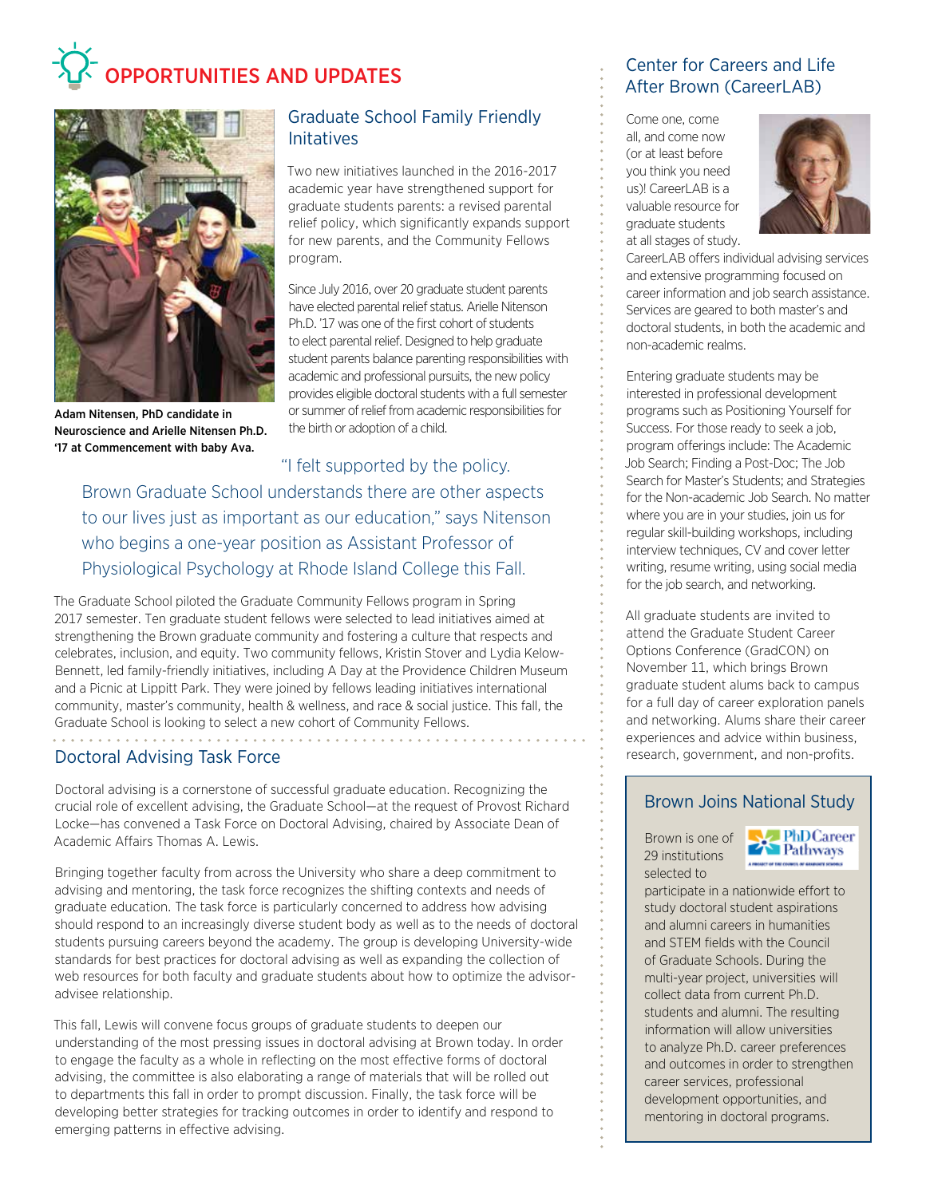# OPPORTUNITIES AND UPDATES

Adam Nitensen, PhD candidate in Neuroscience and Arielle Nitensen Ph.D. '17 at Commencement with baby Ava.

## Graduate School Family Friendly Initatives

Two new initiatives launched in the 2016-2017 academic year have strengthened support for graduate students parents: a revised parental relief policy, which significantly expands support for new parents, and the Community Fellows program.

Since July 2016, over 20 graduate student parents have elected parental relief status. Arielle Nitenson Ph.D. '17 was one of the first cohort of students to elect parental relief. Designed to help graduate student parents balance parenting responsibilities with academic and professional pursuits, the new policy provides eligible doctoral students with a full semester or summer of relief from academic responsibilities for the birth or adoption of a child.

"I felt supported by the policy. Brown Graduate School understands there are other aspects to our lives just as important as our education," says Nitenson who begins a one-year position as Assistant Professor of Physiological Psychology at Rhode Island College this Fall.

The Graduate School piloted the Graduate Community Fellows program in Spring 2017 semester. Ten graduate student fellows were selected to lead initiatives aimed at strengthening the Brown graduate community and fostering a culture that respects and celebrates, inclusion, and equity. Two community fellows, Kristin Stover and Lydia Kelow-Bennett, led family-friendly initiatives, including A Day at the Providence Children Museum and a Picnic at Lippitt Park. They were joined by fellows leading initiatives international community, master's community, health & wellness, and race & social justice. This fall, the Graduate School is looking to select a new cohort of Community Fellows.

## Doctoral Advising Task Force

Doctoral advising is a cornerstone of successful graduate education. Recognizing the crucial role of excellent advising, the Graduate School—at the request of Provost Richard Locke—has convened a Task Force on Doctoral Advising, chaired by Associate Dean of Academic Affairs Thomas A. Lewis.

Bringing together faculty from across the University who share a deep commitment to advising and mentoring, the task force recognizes the shifting contexts and needs of graduate education. The task force is particularly concerned to address how advising should respond to an increasingly diverse student body as well as to the needs of doctoral students pursuing careers beyond the academy. The group is developing University-wide standards for best practices for doctoral advising as well as expanding the collection of web resources for both faculty and graduate students about how to optimize the advisor-advisee relationship.

This fall, Lewis will convene focus groups of graduate students to deepen our understanding of the most pressing issues in doctoral advising at Brown today. In order to engage the faculty as a whole in reflecting on the most effective forms of doctoral advising, the committee is also elaborating a range of materials that will be rolled out to departments this fall in order to prompt discussion. Finally, the task force will be developing better strategies for tracking outcomes in order to identify and respond to emerging patterns in effective advising.

## Center for Careers and Life After Brown (CareerLAB)

Come one, come all, and come now (or at least before you think you need us)! CareerLAB is a valuable resource for graduate students at all stages of study. CareerLAB offers individual advising services and extensive programming focused on career information and job search assistance. Services are geared to both master's and doctoral students, in both the academic and non-academic realms.

Entering graduate students may be interested in professional development programs such as Positioning Yourself for Success. For those ready to seek a job, program offerings include: The Academic Job Search; Finding a Post-Doc; The Job Search for Master's Students; and Strategies for the Non-academic Job Search. No matter where you are in your studies, join us for regular skill-building workshops, including interview techniques, CV and cover letter writing, resume writing, using social media for the job search, and networking.

All graduate students are invited to attend the Graduate Student Career Options Conference (GradCON) on November 11, which brings Brown graduate student alums back to campus for a full day of career exploration panels and networking. Alums share their career experiences and advice within business, research, government, and non-profits.

## Brown Joins National Study

Brown is one of 29 institutions selected to participate in a nationwide effort to study doctoral student aspirations and alumni careers in humanities and STEM fields with the Council of Graduate Schools. During the multi-year project, universities will collect data from current Ph.D. students and alumni. The resulting information will allow universities to analyze Ph.D. career preferences and outcomes in order to strengthen career services, professional development opportunities, and mentoring in doctoral programs.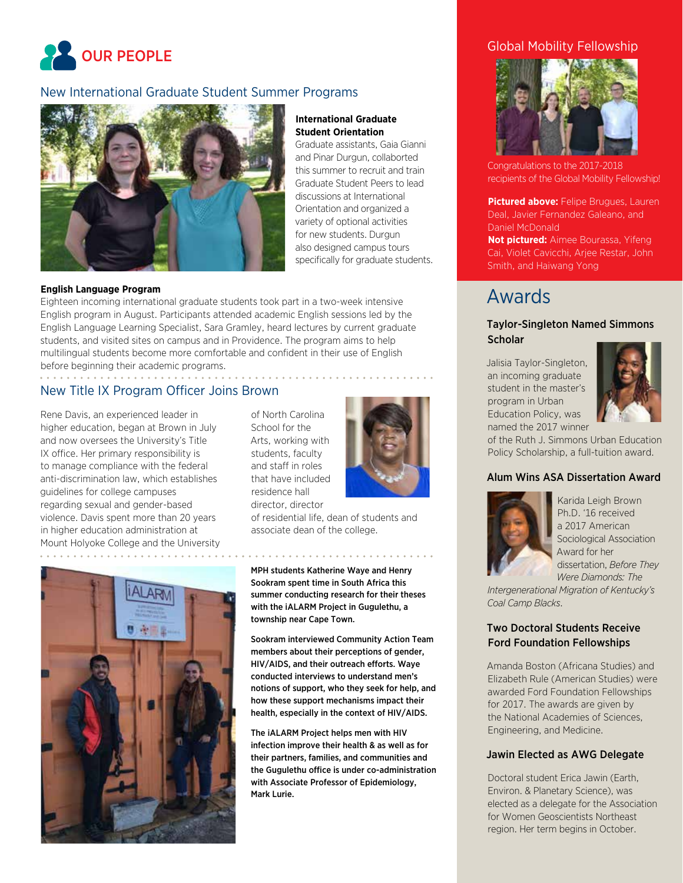# OUR PEOPLE

## New International Graduate Student Summer Programs

**International Graduate Student Orientation**
Graduate assistants, Gaia Gianni and Pinar Durgun, collaborted this summer to recruit and train Graduate Student Peers to lead discussions at International Orientation and organized a variety of optional activities for new students. Durgun also designed campus tours specifically for graduate students.

**English Language Program**
Eighteen incoming international graduate students took part in a two-week intensive English program in August. Participants attended academic English sessions led by the English Language Learning Specialist, Sara Gramley, heard lectures by current graduate students, and visited sites on campus and in Providence. The program aims to help multilingual students become more comfortable and confident in their use of English before beginning their academic programs.

## New Title IX Program Officer Joins Brown

Rene Davis, an experienced leader in higher education, began at Brown in July and now oversees the University's Title IX office. Her primary responsibility is to manage compliance with the federal anti-discrimination law, which establishes guidelines for college campuses regarding sexual and gender-based violence. Davis spent more than 20 years in higher education administration at Mount Holyoke College and the University of North Carolina School for the Arts, working with students, faculty and staff in roles that have included residence hall director, director of residential life, dean of students and associate dean of the college.

**MPH students Katherine Waye and Henry Sookram spent time in South Africa this summer conducting research for their theses with the iALARM Project in Gugulethu, a township near Cape Town.**

**Sookram interviewed Community Action Team members about their perceptions of gender, HIV/AIDS, and their outreach efforts. Waye conducted interviews to understand men's notions of support, who they seek for help, and how these support mechanisms impact their health, especially in the context of HIV/AIDS.**

**The iALARM Project helps men with HIV infection improve their health & as well as for their partners, families, and communities and the Gugulethu office is under co-administration with Associate Professor of Epidemiology, Mark Lurie.**

## Global Mobility Fellowship

Congratulations to the 2017-2018 recipients of the Global Mobility Fellowship!

**Pictured above:** Felipe Brugues, Lauren Deal, Javier Fernandez Galeano, and Daniel McDonald
**Not pictured:** Aimee Bourassa, Yifeng Cai, Violet Cavicchi, Arjee Restar, John Smith, and Haiwang Yong

# Awards

### Taylor-Singleton Named Simmons Scholar

Jalisia Taylor-Singleton, an incoming graduate student in the master's program in Urban Education Policy, was named the 2017 winner of the Ruth J. Simmons Urban Education Policy Scholarship, a full-tuition award.

### Alum Wins ASA Dissertation Award

Karida Leigh Brown Ph.D. '16 received a 2017 American Sociological Association Award for her dissertation, *Before They Were Diamonds: The Intergenerational Migration of Kentucky's Coal Camp Blacks*.

### Two Doctoral Students Receive Ford Foundation Fellowships

Amanda Boston (Africana Studies) and Elizabeth Rule (American Studies) were awarded Ford Foundation Fellowships for 2017. The awards are given by the National Academies of Sciences, Engineering, and Medicine.

### Jawin Elected as AWG Delegate

Doctoral student Erica Jawin (Earth, Environ. & Planetary Science), was elected as a delegate for the Association for Women Geoscientists Northeast region. Her term begins in October.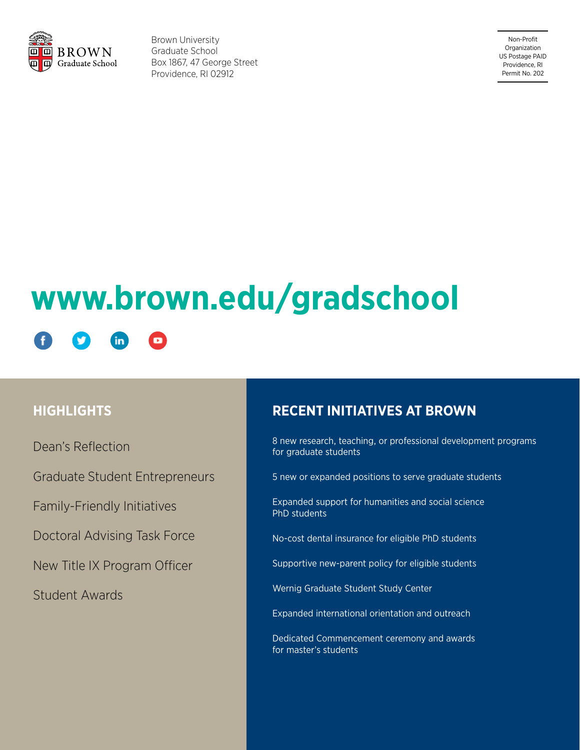BROWN Graduate School

Brown University
Graduate School
Box 1867, 47 George Street
Providence, RI 02912

Non-Profit
Organization
US Postage PAID
Providence, RI
Permit No. 202

# www.brown.edu/gradschool

## HIGHLIGHTS

Dean's Reflection

Graduate Student Entrepreneurs

Family-Friendly Initiatives

Doctoral Advising Task Force

New Title IX Program Officer

Student Awards

## RECENT INITIATIVES AT BROWN

8 new research, teaching, or professional development programs for graduate students

5 new or expanded positions to serve graduate students

Expanded support for humanities and social science PhD students

No-cost dental insurance for eligible PhD students

Supportive new-parent policy for eligible students

Wernig Graduate Student Study Center

Expanded international orientation and outreach

Dedicated Commencement ceremony and awards for master's students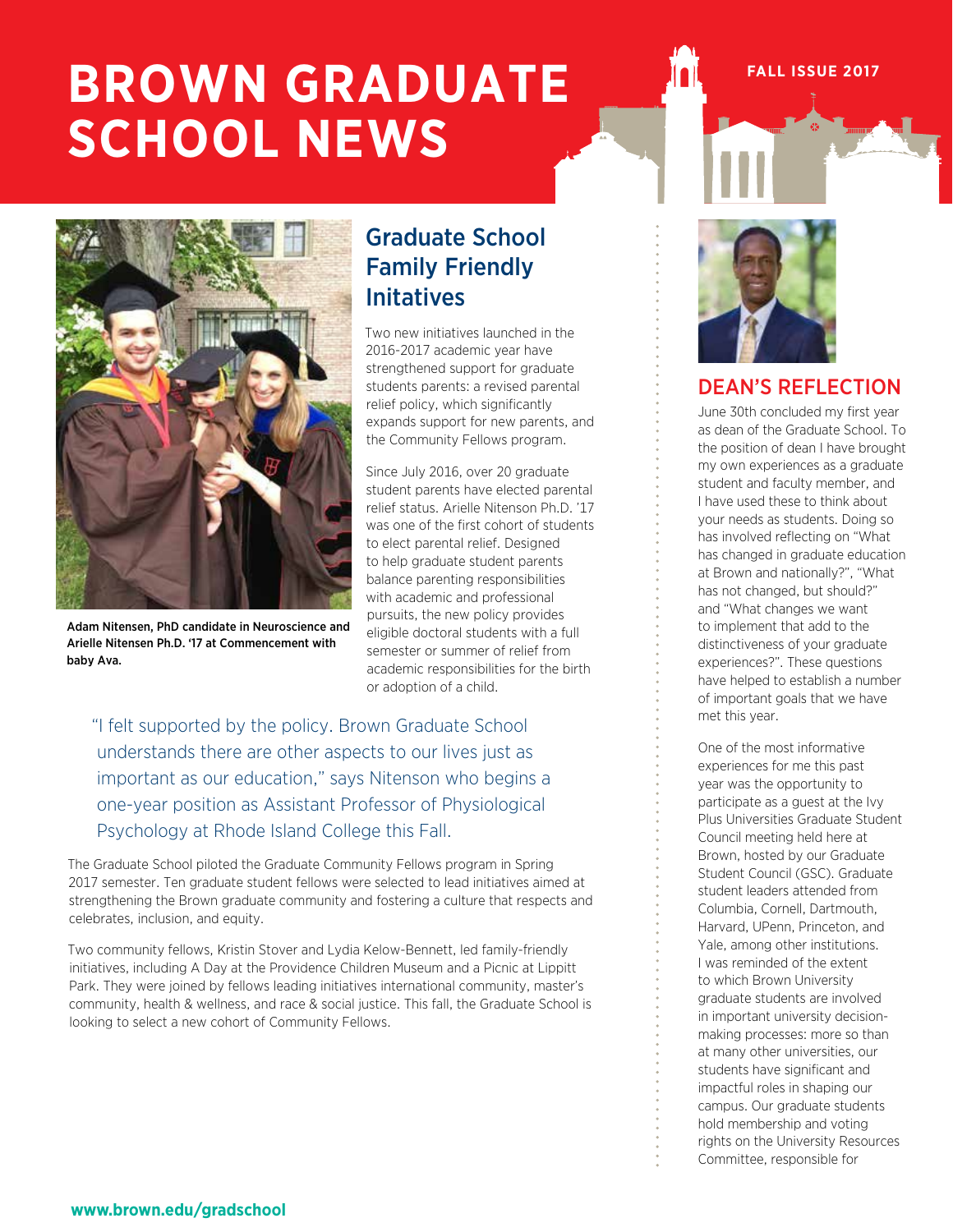# BROWN GRADUATE SCHOOL NEWS

FALL ISSUE 2017

Adam Nitensen, PhD candidate in Neuroscience and Arielle Nitensen Ph.D. '17 at Commencement with baby Ava.

## Graduate School Family Friendly Initatives

Two new initiatives launched in the 2016-2017 academic year have strengthened support for graduate students parents: a revised parental relief policy, which significantly expands support for new parents, and the Community Fellows program.

Since July 2016, over 20 graduate student parents have elected parental relief status. Arielle Nitenson Ph.D. '17 was one of the first cohort of students to elect parental relief. Designed to help graduate student parents balance parenting responsibilities with academic and professional pursuits, the new policy provides eligible doctoral students with a full semester or summer of relief from academic responsibilities for the birth or adoption of a child.

> "I felt supported by the policy. Brown Graduate School understands there are other aspects to our lives just as important as our education," says Nitenson who begins a one-year position as Assistant Professor of Physiological Psychology at Rhode Island College this Fall.

The Graduate School piloted the Graduate Community Fellows program in Spring 2017 semester. Ten graduate student fellows were selected to lead initiatives aimed at strengthening the Brown graduate community and fostering a culture that respects and celebrates, inclusion, and equity.

Two community fellows, Kristin Stover and Lydia Kelow-Bennett, led family-friendly initiatives, including A Day at the Providence Children Museum and a Picnic at Lippitt Park. They were joined by fellows leading initiatives international community, master's community, health & wellness, and race & social justice. This fall, the Graduate School is looking to select a new cohort of Community Fellows.

## DEAN'S REFLECTION

June 30th concluded my first year as dean of the Graduate School. To the position of dean I have brought my own experiences as a graduate student and faculty member, and I have used these to think about your needs as students. Doing so has involved reflecting on "What has changed in graduate education at Brown and nationally?", "What has not changed, but should?" and "What changes we want to implement that add to the distinctiveness of your graduate experiences?". These questions have helped to establish a number of important goals that we have met this year.

One of the most informative experiences for me this past year was the opportunity to participate as a guest at the Ivy Plus Universities Graduate Student Council meeting held here at Brown, hosted by our Graduate Student Council (GSC). Graduate student leaders attended from Columbia, Cornell, Dartmouth, Harvard, UPenn, Princeton, and Yale, among other institutions. I was reminded of the extent to which Brown University graduate students are involved in important university decision-making processes: more so than at many other universities, our students have significant and impactful roles in shaping our campus. Our graduate students hold membership and voting rights on the University Resources Committee, responsible for

www.brown.edu/gradschool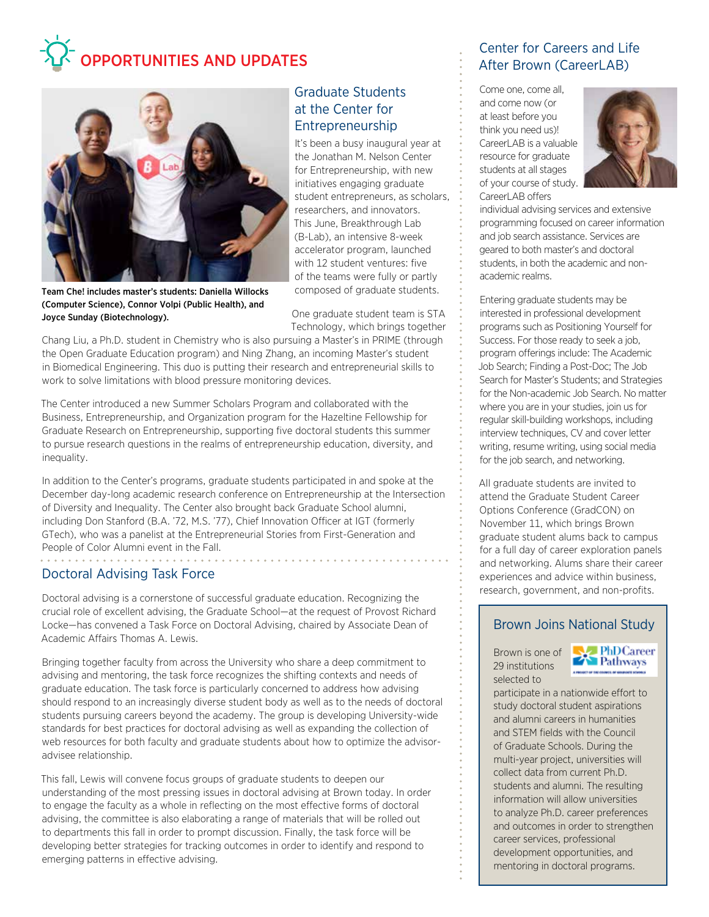# OPPORTUNITIES AND UPDATES

Team Che! includes master's students: Daniella Willocks (Computer Science), Connor Volpi (Public Health), and Joyce Sunday (Biotechnology).

## Graduate Students at the Center for Entrepreneurship

It's been a busy inaugural year at the Jonathan M. Nelson Center for Entrepreneurship, with new initiatives engaging graduate student entrepreneurs, as scholars, researchers, and innovators. This June, Breakthrough Lab (B-Lab), an intensive 8-week accelerator program, launched with 12 student ventures: five of the teams were fully or partly composed of graduate students.

One graduate student team is STA Technology, which brings together Chang Liu, a Ph.D. student in Chemistry who is also pursuing a Master's in PRIME (through the Open Graduate Education program) and Ning Zhang, an incoming Master's student in Biomedical Engineering. This duo is putting their research and entrepreneurial skills to work to solve limitations with blood pressure monitoring devices.

The Center introduced a new Summer Scholars Program and collaborated with the Business, Entrepreneurship, and Organization program for the Hazeltine Fellowship for Graduate Research on Entrepreneurship, supporting five doctoral students this summer to pursue research questions in the realms of entrepreneurship education, diversity, and inequality.

In addition to the Center's programs, graduate students participated in and spoke at the December day-long academic research conference on Entrepreneurship at the Intersection of Diversity and Inequality. The Center also brought back Graduate School alumni, including Don Stanford (B.A. '72, M.S. '77), Chief Innovation Officer at IGT (formerly GTech), who was a panelist at the Entrepreneurial Stories from First-Generation and People of Color Alumni event in the Fall.

## Doctoral Advising Task Force

Doctoral advising is a cornerstone of successful graduate education. Recognizing the crucial role of excellent advising, the Graduate School—at the request of Provost Richard Locke—has convened a Task Force on Doctoral Advising, chaired by Associate Dean of Academic Affairs Thomas A. Lewis.

Bringing together faculty from across the University who share a deep commitment to advising and mentoring, the task force recognizes the shifting contexts and needs of graduate education. The task force is particularly concerned to address how advising should respond to an increasingly diverse student body as well as to the needs of doctoral students pursuing careers beyond the academy. The group is developing University-wide standards for best practices for doctoral advising as well as expanding the collection of web resources for both faculty and graduate students about how to optimize the advisor-advisee relationship.

This fall, Lewis will convene focus groups of graduate students to deepen our understanding of the most pressing issues in doctoral advising at Brown today. In order to engage the faculty as a whole in reflecting on the most effective forms of doctoral advising, the committee is also elaborating a range of materials that will be rolled out to departments this fall in order to prompt discussion. Finally, the task force will be developing better strategies for tracking outcomes in order to identify and respond to emerging patterns in effective advising.

## Center for Careers and Life After Brown (CareerLAB)

Come one, come all, and come now (or at least before you think you need us)! CareerLAB is a valuable resource for graduate students at all stages of your course of study. CareerLAB offers individual advising services and extensive programming focused on career information and job search assistance. Services are geared to both master's and doctoral students, in both the academic and non-academic realms.

Entering graduate students may be interested in professional development programs such as Positioning Yourself for Success. For those ready to seek a job, program offerings include: The Academic Job Search; Finding a Post-Doc; The Job Search for Master's Students; and Strategies for the Non-academic Job Search. No matter where you are in your studies, join us for regular skill-building workshops, including interview techniques, CV and cover letter writing, resume writing, using social media for the job search, and networking.

All graduate students are invited to attend the Graduate Student Career Options Conference (GradCON) on November 11, which brings Brown graduate student alums back to campus for a full day of career exploration panels and networking. Alums share their career experiences and advice within business, research, government, and non-profits.

## Brown Joins National Study

Brown is one of 29 institutions selected to participate in a nationwide effort to study doctoral student aspirations and alumni careers in humanities and STEM fields with the Council of Graduate Schools. During the multi-year project, universities will collect data from current Ph.D. students and alumni. The resulting information will allow universities to analyze Ph.D. career preferences and outcomes in order to strengthen career services, professional development opportunities, and mentoring in doctoral programs.